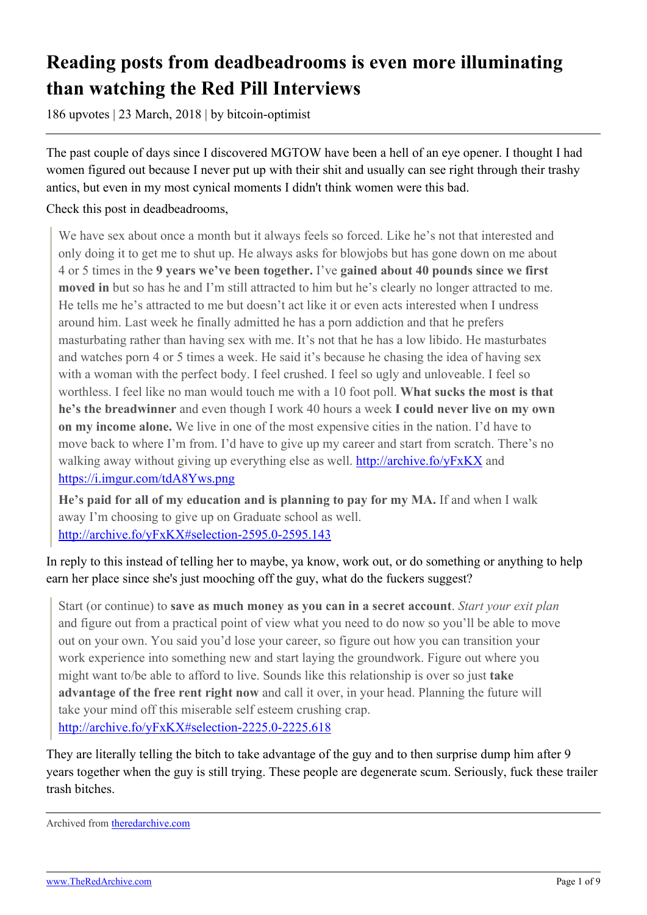# Reading posts from deadbeadrooms is even more illuminating than watching the Red Pill Interviews

186 upvotes | 23 March, 2018 | by bitcoin-optimist

The past couple of days since I discovered MGTOW have been a hell of an eye opener. I thought I had women figured out because I never put up with their shit and usually can see right through their trashy antics, but even in my most cynical moments I didn't think women were this bad.

Check this post in deadbeadrooms,

> We have sex about once a month but it always feels so forced. Like he's not that interested and only doing it to get me to shut up. He always asks for blowjobs but has gone down on me about 4 or 5 times in the **9 years we've been together.** I've **gained about 40 pounds since we first moved in** but so has he and I'm still attracted to him but he's clearly no longer attracted to me. He tells me he's attracted to me but doesn't act like it or even acts interested when I undress around him. Last week he finally admitted he has a porn addiction and that he prefers masturbating rather than having sex with me. It's not that he has a low libido. He masturbates and watches porn 4 or 5 times a week. He said it's because he chasing the idea of having sex with a woman with the perfect body. I feel crushed. I feel so ugly and unloveable. I feel so worthless. I feel like no man would touch me with a 10 foot poll. **What sucks the most is that he's the breadwinner** and even though I work 40 hours a week **I could never live on my own on my income alone.** We live in one of the most expensive cities in the nation. I'd have to move back to where I'm from. I'd have to give up my career and start from scratch. There's no walking away without giving up everything else as well. http://archive.fo/yFxKX and https://i.imgur.com/tdA8Yws.png
>
> **He's paid for all of my education and is planning to pay for my MA.** If and when I walk away I'm choosing to give up on Graduate school as well. http://archive.fo/yFxKX#selection-2595.0-2595.143

In reply to this instead of telling her to maybe, ya know, work out, or do something or anything to help earn her place since she's just mooching off the guy, what do the fuckers suggest?

> Start (or continue) to **save as much money as you can in a secret account**. *Start your exit plan* and figure out from a practical point of view what you need to do now so you'll be able to move out on your own. You said you'd lose your career, so figure out how you can transition your work experience into something new and start laying the groundwork. Figure out where you might want to/be able to afford to live. Sounds like this relationship is over so just **take advantage of the free rent right now** and call it over, in your head. Planning the future will take your mind off this miserable self esteem crushing crap. http://archive.fo/yFxKX#selection-2225.0-2225.618

They are literally telling the bitch to take advantage of the guy and to then surprise dump him after 9 years together when the guy is still trying. These people are degenerate scum. Seriously, fuck these trailer trash bitches.

Archived from theredarchive.com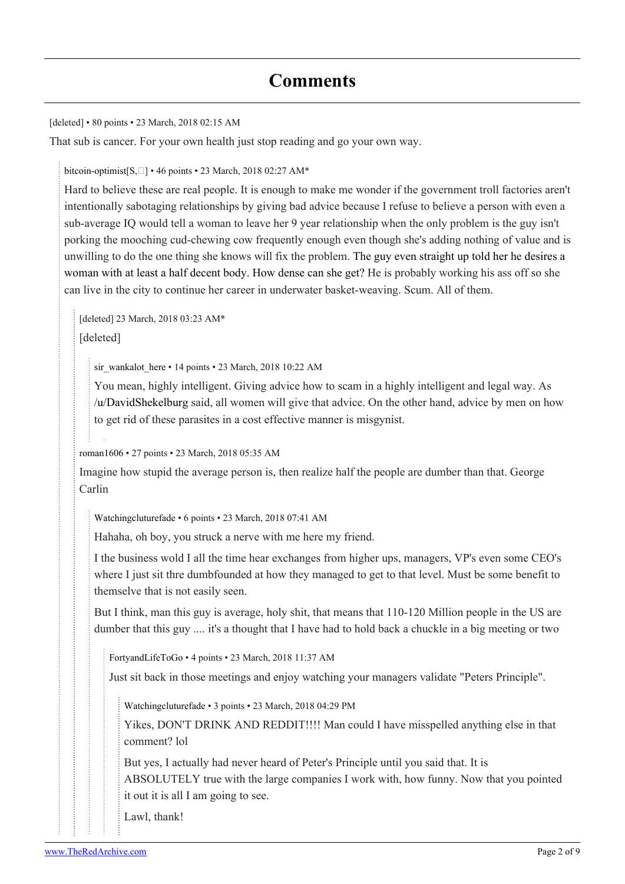# Comments

[deleted] • 80 points • 23 March, 2018 02:15 AM

That sub is cancer. For your own health just stop reading and go your own way.

> bitcoin-optimist[S,] • 46 points • 23 March, 2018 02:27 AM*
>
> Hard to believe these are real people. It is enough to make me wonder if the government troll factories aren't intentionally sabotaging relationships by giving bad advice because I refuse to believe a person with even a sub-average IQ would tell a woman to leave her 9 year relationship when the only problem is the guy isn't porking the mooching cud-chewing cow frequently enough even though she's adding nothing of value and is unwilling to do the one thing she knows will fix the problem. The guy even straight up told her he desires a woman with at least a half decent body. How dense can she get? He is probably working his ass off so she can live in the city to continue her career in underwater basket-weaving. Scum. All of them.
>
>> [deleted] 23 March, 2018 03:23 AM*
>>
>> [deleted]
>>
>>> sir_wankalot_here • 14 points • 23 March, 2018 10:22 AM
>>>
>>> You mean, highly intelligent. Giving advice how to scam in a highly intelligent and legal way. As /u/DavidShekelburg said, all women will give that advice. On the other hand, advice by men on how to get rid of these parasites in a cost effective manner is misgynist.
>>
>> roman1606 • 27 points • 23 March, 2018 05:35 AM
>>
>> Imagine how stupid the average person is, then realize half the people are dumber than that. George Carlin
>>
>>> Watchingcluturefade • 6 points • 23 March, 2018 07:41 AM
>>>
>>> Hahaha, oh boy, you struck a nerve with me here my friend.
>>>
>>> I the business wold I all the time hear exchanges from higher ups, managers, VP's even some CEO's where I just sit thre dumbfounded at how they managed to get to that level. Must be some benefit to themselve that is not easily seen.
>>>
>>> But I think, man this guy is average, holy shit, that means that 110-120 Million people in the US are dumber that this guy .... it's a thought that I have had to hold back a chuckle in a big meeting or two
>>>
>>>> FortyandLifeToGo • 4 points • 23 March, 2018 11:37 AM
>>>>
>>>> Just sit back in those meetings and enjoy watching your managers validate "Peters Principle".
>>>>
>>>>> Watchingcluturefade • 3 points • 23 March, 2018 04:29 PM
>>>>>
>>>>> Yikes, DON'T DRINK AND REDDIT!!!! Man could I have misspelled anything else in that comment? lol
>>>>>
>>>>> But yes, I actually had never heard of Peter's Principle until you said that. It is ABSOLUTELY true with the large companies I work with, how funny. Now that you pointed it out it is all I am going to see.
>>>>>
>>>>> Lawl, thank!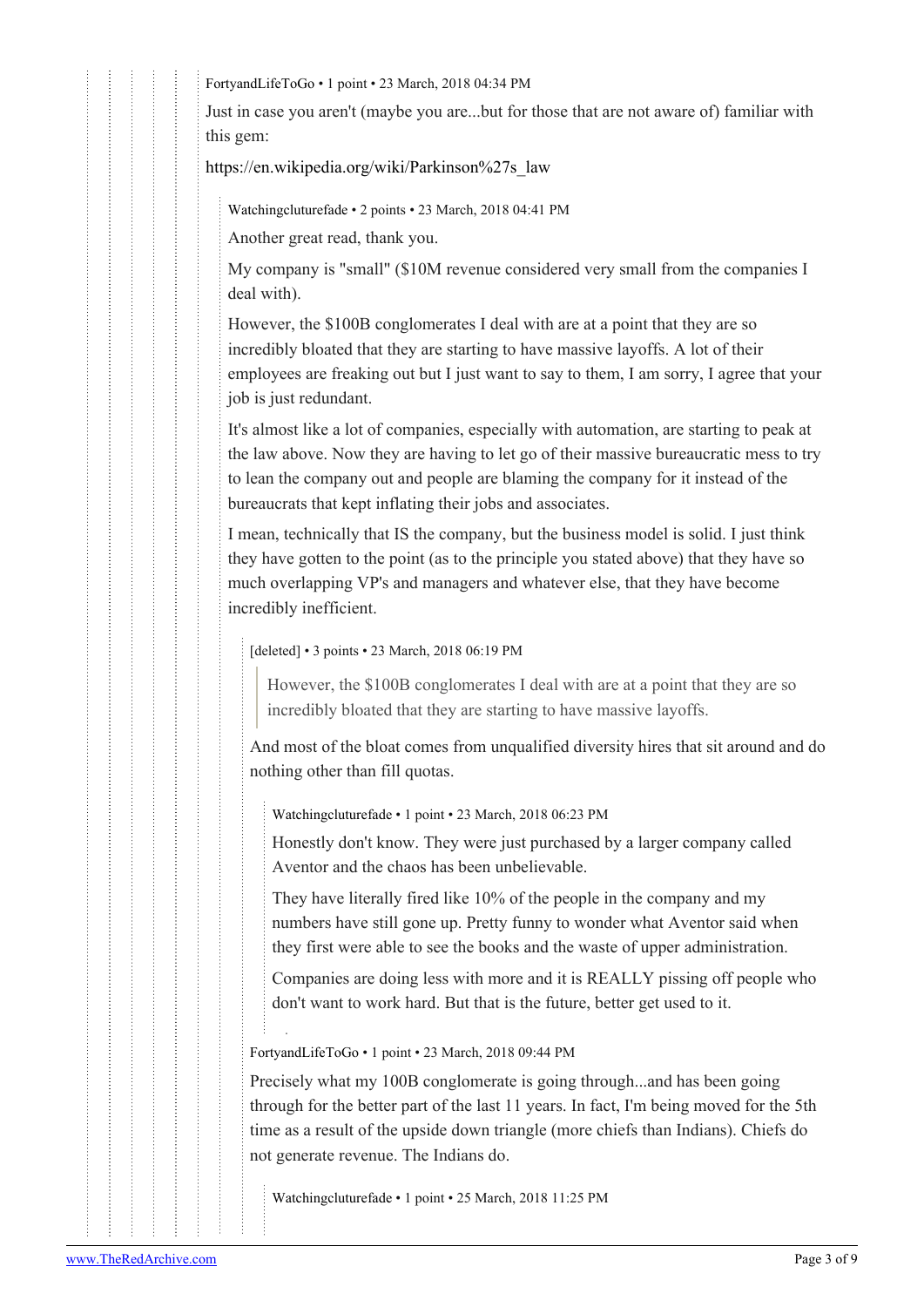FortyandLifeToGo • 1 point • 23 March, 2018 04:34 PM

Just in case you aren't (maybe you are...but for those that are not aware of) familiar with this gem:

https://en.wikipedia.org/wiki/Parkinson%27s_law

> Watchingcluturefade • 2 points • 23 March, 2018 04:41 PM
>
> Another great read, thank you.
>
> My company is "small" ($10M revenue considered very small from the companies I deal with).
>
> However, the $100B conglomerates I deal with are at a point that they are so incredibly bloated that they are starting to have massive layoffs. A lot of their employees are freaking out but I just want to say to them, I am sorry, I agree that your job is just redundant.
>
> It's almost like a lot of companies, especially with automation, are starting to peak at the law above. Now they are having to let go of their massive bureaucratic mess to try to lean the company out and people are blaming the company for it instead of the bureaucrats that kept inflating their jobs and associates.
>
> I mean, technically that IS the company, but the business model is solid. I just think they have gotten to the point (as to the principle you stated above) that they have so much overlapping VP's and managers and whatever else, that they have become incredibly inefficient.
>
> > [deleted] • 3 points • 23 March, 2018 06:19 PM
> >
> > > However, the $100B conglomerates I deal with are at a point that they are so incredibly bloated that they are starting to have massive layoffs.
> >
> > And most of the bloat comes from unqualified diversity hires that sit around and do nothing other than fill quotas.
> >
> > > Watchingcluturefade • 1 point • 23 March, 2018 06:23 PM
> > >
> > > Honestly don't know. They were just purchased by a larger company called Aventor and the chaos has been unbelievable.
> > >
> > > They have literally fired like 10% of the people in the company and my numbers have still gone up. Pretty funny to wonder what Aventor said when they first were able to see the books and the waste of upper administration.
> > >
> > > Companies are doing less with more and it is REALLY pissing off people who don't want to work hard. But that is the future, better get used to it.
> >
> > FortyandLifeToGo • 1 point • 23 March, 2018 09:44 PM
> >
> > Precisely what my 100B conglomerate is going through...and has been going through for the better part of the last 11 years. In fact, I'm being moved for the 5th time as a result of the upside down triangle (more chiefs than Indians). Chiefs do not generate revenue. The Indians do.
> >
> > > Watchingcluturefade • 1 point • 25 March, 2018 11:25 PM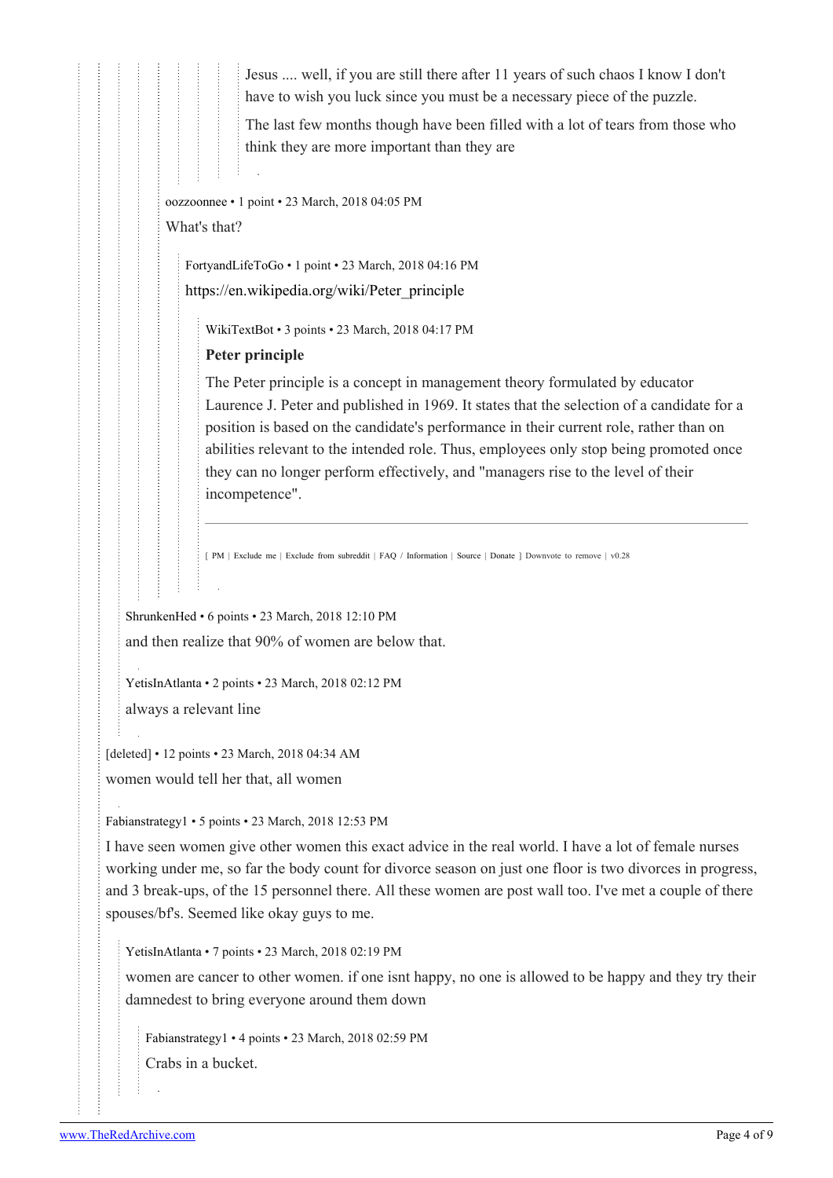Jesus .... well, if you are still there after 11 years of such chaos I know I don't have to wish you luck since you must be a necessary piece of the puzzle.

The last few months though have been filled with a lot of tears from those who think they are more important than they are

oozzoonnee • 1 point • 23 March, 2018 04:05 PM

What's that?

FortyandLifeToGo • 1 point • 23 March, 2018 04:16 PM

https://en.wikipedia.org/wiki/Peter_principle

WikiTextBot • 3 points • 23 March, 2018 04:17 PM

**Peter principle**

The Peter principle is a concept in management theory formulated by educator Laurence J. Peter and published in 1969. It states that the selection of a candidate for a position is based on the candidate's performance in their current role, rather than on abilities relevant to the intended role. Thus, employees only stop being promoted once they can no longer perform effectively, and "managers rise to the level of their incompetence".

---

[ PM | Exclude me | Exclude from subreddit | FAQ / Information | Source | Donate ] Downvote to remove | v0.28

ShrunkenHed • 6 points • 23 March, 2018 12:10 PM

and then realize that 90% of women are below that.

YetisInAtlanta • 2 points • 23 March, 2018 02:12 PM

always a relevant line

[deleted] • 12 points • 23 March, 2018 04:34 AM

women would tell her that, all women

Fabianstrategy1 • 5 points • 23 March, 2018 12:53 PM

I have seen women give other women this exact advice in the real world. I have a lot of female nurses working under me, so far the body count for divorce season on just one floor is two divorces in progress, and 3 break-ups, of the 15 personnel there. All these women are post wall too. I've met a couple of there spouses/bf's. Seemed like okay guys to me.

YetisInAtlanta • 7 points • 23 March, 2018 02:19 PM

women are cancer to other women. if one isnt happy, no one is allowed to be happy and they try their damnedest to bring everyone around them down

Fabianstrategy1 • 4 points • 23 March, 2018 02:59 PM

Crabs in a bucket.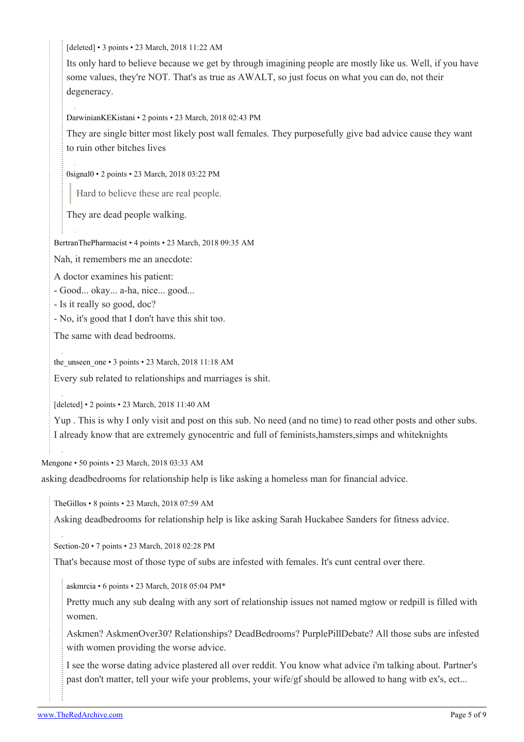[deleted] • 3 points • 23 March, 2018 11:22 AM

Its only hard to believe because we get by through imagining people are mostly like us. Well, if you have some values, they're NOT. That's as true as AWALT, so just focus on what you can do, not their degeneracy.

DarwinianKEKistani • 2 points • 23 March, 2018 02:43 PM

They are single bitter most likely post wall females. They purposefully give bad advice cause they want to ruin other bitches lives

0signal0 • 2 points • 23 March, 2018 03:22 PM

> Hard to believe these are real people.

They are dead people walking.

BertranThePharmacist • 4 points • 23 March, 2018 09:35 AM

Nah, it remembers me an anecdote:

A doctor examines his patient:

- Good... okay... a-ha, nice... good...
- Is it really so good, doc?
- No, it's good that I don't have this shit too.

The same with dead bedrooms.

the_unseen_one • 3 points • 23 March, 2018 11:18 AM

Every sub related to relationships and marriages is shit.

[deleted] • 2 points • 23 March, 2018 11:40 AM

Yup . This is why I only visit and post on this sub. No need (and no time) to read other posts and other subs. I already know that are extremely gynocentric and full of feminists,hamsters,simps and whiteknights

Mengone • 50 points • 23 March, 2018 03:33 AM

asking deadbedrooms for relationship help is like asking a homeless man for financial advice.

TheGillos • 8 points • 23 March, 2018 07:59 AM

Asking deadbedrooms for relationship help is like asking Sarah Huckabee Sanders for fitness advice.

Section-20 • 7 points • 23 March, 2018 02:28 PM

That's because most of those type of subs are infested with females. It's cunt central over there.

askmrcia • 6 points • 23 March, 2018 05:04 PM*

Pretty much any sub dealng with any sort of relationship issues not named mgtow or redpill is filled with women.

Askmen? AskmenOver30? Relationships? DeadBedrooms? PurplePillDebate? All those subs are infested with women providing the worse advice.

I see the worse dating advice plastered all over reddit. You know what advice i'm talking about. Partner's past don't matter, tell your wife your problems, your wife/gf should be allowed to hang witb ex's, ect...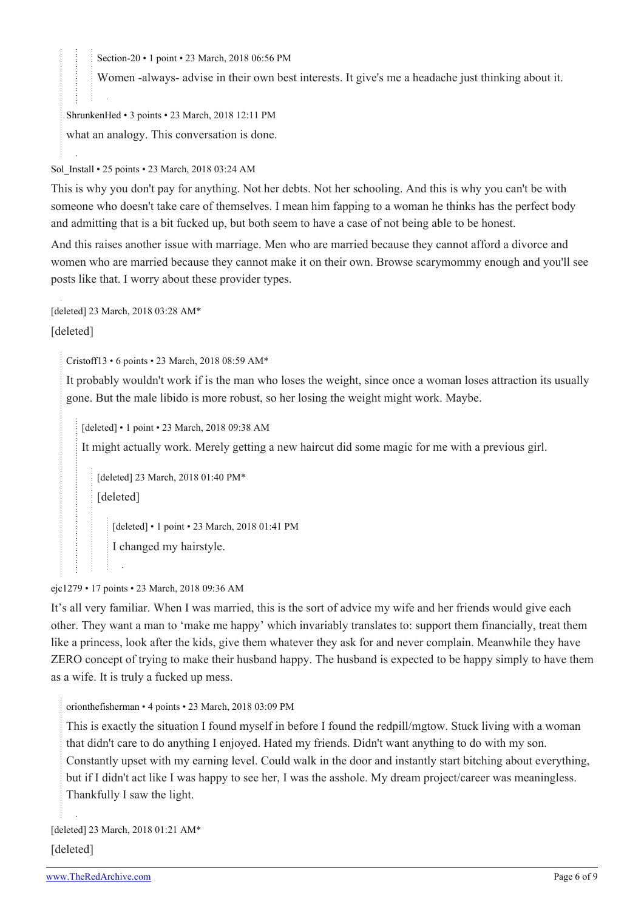Section-20 • 1 point • 23 March, 2018 06:56 PM

Women -always- advise in their own best interests. It give's me a headache just thinking about it.

ShrunkenHed • 3 points • 23 March, 2018 12:11 PM

what an analogy. This conversation is done.

Sol_Install • 25 points • 23 March, 2018 03:24 AM

This is why you don't pay for anything. Not her debts. Not her schooling. And this is why you can't be with someone who doesn't take care of themselves. I mean him fapping to a woman he thinks has the perfect body and admitting that is a bit fucked up, but both seem to have a case of not being able to be honest.

And this raises another issue with marriage. Men who are married because they cannot afford a divorce and women who are married because they cannot make it on their own. Browse scarymommy enough and you'll see posts like that. I worry about these provider types.

[deleted] 23 March, 2018 03:28 AM*

[deleted]

Cristoff13 • 6 points • 23 March, 2018 08:59 AM*

It probably wouldn't work if is the man who loses the weight, since once a woman loses attraction its usually gone. But the male libido is more robust, so her losing the weight might work. Maybe.

[deleted] • 1 point • 23 March, 2018 09:38 AM

It might actually work. Merely getting a new haircut did some magic for me with a previous girl.

[deleted] 23 March, 2018 01:40 PM*

[deleted]

[deleted] • 1 point • 23 March, 2018 01:41 PM

I changed my hairstyle.

ejc1279 • 17 points • 23 March, 2018 09:36 AM

It's all very familiar. When I was married, this is the sort of advice my wife and her friends would give each other. They want a man to 'make me happy' which invariably translates to: support them financially, treat them like a princess, look after the kids, give them whatever they ask for and never complain. Meanwhile they have ZERO concept of trying to make their husband happy. The husband is expected to be happy simply to have them as a wife. It is truly a fucked up mess.

orionthefisherman • 4 points • 23 March, 2018 03:09 PM

This is exactly the situation I found myself in before I found the redpill/mgtow. Stuck living with a woman that didn't care to do anything I enjoyed. Hated my friends. Didn't want anything to do with my son. Constantly upset with my earning level. Could walk in the door and instantly start bitching about everything, but if I didn't act like I was happy to see her, I was the asshole. My dream project/career was meaningless. Thankfully I saw the light.

[deleted] 23 March, 2018 01:21 AM*

[deleted]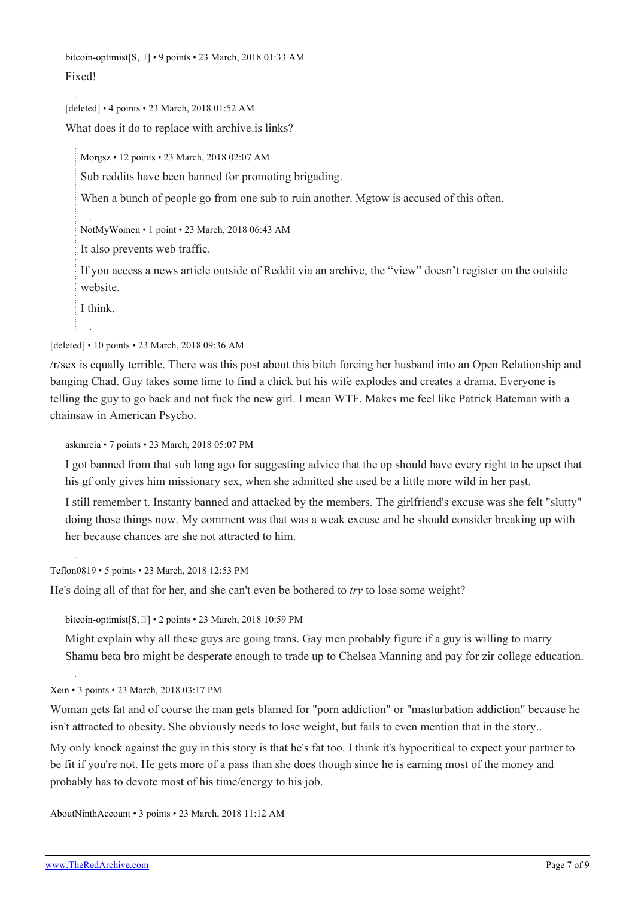bitcoin-optimist[S,] • 9 points • 23 March, 2018 01:33 AM

Fixed!

[deleted] • 4 points • 23 March, 2018 01:52 AM

What does it do to replace with archive.is links?

> Morgsz • 12 points • 23 March, 2018 02:07 AM
>
> Sub reddits have been banned for promoting brigading.
>
> When a bunch of people go from one sub to ruin another. Mgtow is accused of this often.
>
> NotMyWomen • 1 point • 23 March, 2018 06:43 AM
>
> It also prevents web traffic.
>
> If you access a news article outside of Reddit via an archive, the “view” doesn’t register on the outside website.
>
> I think.

[deleted] • 10 points • 23 March, 2018 09:36 AM

/r/sex is equally terrible. There was this post about this bitch forcing her husband into an Open Relationship and banging Chad. Guy takes some time to find a chick but his wife explodes and creates a drama. Everyone is telling the guy to go back and not fuck the new girl. I mean WTF. Makes me feel like Patrick Bateman with a chainsaw in American Psycho.

> askmrcia • 7 points • 23 March, 2018 05:07 PM
>
> I got banned from that sub long ago for suggesting advice that the op should have every right to be upset that his gf only gives him missionary sex, when she admitted she used be a little more wild in her past.
>
> I still remember t. Instanty banned and attacked by the members. The girlfriend's excuse was she felt "slutty" doing those things now. My comment was that was a weak excuse and he should consider breaking up with her because chances are she not attracted to him.

Teflon0819 • 5 points • 23 March, 2018 12:53 PM

He's doing all of that for her, and she can't even be bothered to *try* to lose some weight?

> bitcoin-optimist[S,] • 2 points • 23 March, 2018 10:59 PM
>
> Might explain why all these guys are going trans. Gay men probably figure if a guy is willing to marry Shamu beta bro might be desperate enough to trade up to Chelsea Manning and pay for zir college education.

Xein • 3 points • 23 March, 2018 03:17 PM

Woman gets fat and of course the man gets blamed for "porn addiction" or "masturbation addiction" because he isn't attracted to obesity. She obviously needs to lose weight, but fails to even mention that in the story..

My only knock against the guy in this story is that he's fat too. I think it's hypocritical to expect your partner to be fit if you're not. He gets more of a pass than she does though since he is earning most of the money and probably has to devote most of his time/energy to his job.

AboutNinthAccount • 3 points • 23 March, 2018 11:12 AM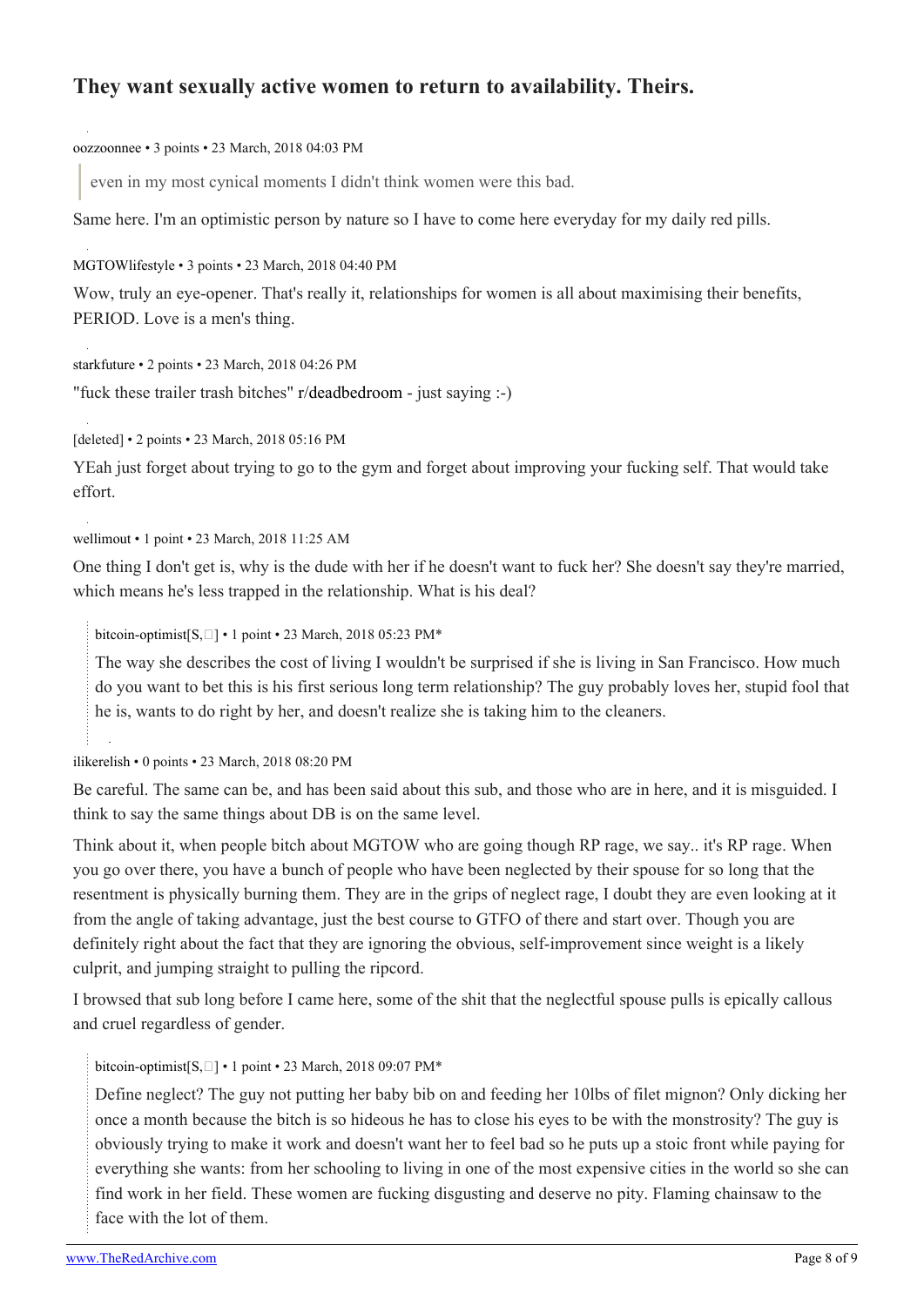## They want sexually active women to return to availability. Theirs.

oozzoonnee • 3 points • 23 March, 2018 04:03 PM

> even in my most cynical moments I didn't think women were this bad.

Same here. I'm an optimistic person by nature so I have to come here everyday for my daily red pills.

MGTOWlifestyle • 3 points • 23 March, 2018 04:40 PM

Wow, truly an eye-opener. That's really it, relationships for women is all about maximising their benefits, PERIOD. Love is a men's thing.

starkfuture • 2 points • 23 March, 2018 04:26 PM

"fuck these trailer trash bitches" r/deadbedroom - just saying :-)

[deleted] • 2 points • 23 March, 2018 05:16 PM

YEah just forget about trying to go to the gym and forget about improving your fucking self. That would take effort.

wellimout • 1 point • 23 March, 2018 11:25 AM

One thing I don't get is, why is the dude with her if he doesn't want to fuck her? She doesn't say they're married, which means he's less trapped in the relationship. What is his deal?

> bitcoin-optimist[S,] • 1 point • 23 March, 2018 05:23 PM*
>
> The way she describes the cost of living I wouldn't be surprised if she is living in San Francisco. How much do you want to bet this is his first serious long term relationship? The guy probably loves her, stupid fool that he is, wants to do right by her, and doesn't realize she is taking him to the cleaners.

ilikerelish • 0 points • 23 March, 2018 08:20 PM

Be careful. The same can be, and has been said about this sub, and those who are in here, and it is misguided. I think to say the same things about DB is on the same level.

Think about it, when people bitch about MGTOW who are going though RP rage, we say.. it's RP rage. When you go over there, you have a bunch of people who have been neglected by their spouse for so long that the resentment is physically burning them. They are in the grips of neglect rage, I doubt they are even looking at it from the angle of taking advantage, just the best course to GTFO of there and start over. Though you are definitely right about the fact that they are ignoring the obvious, self-improvement since weight is a likely culprit, and jumping straight to pulling the ripcord.

I browsed that sub long before I came here, some of the shit that the neglectful spouse pulls is epically callous and cruel regardless of gender.

> bitcoin-optimist[S,] • 1 point • 23 March, 2018 09:07 PM*
>
> Define neglect? The guy not putting her baby bib on and feeding her 10lbs of filet mignon? Only dicking her once a month because the bitch is so hideous he has to close his eyes to be with the monstrosity? The guy is obviously trying to make it work and doesn't want her to feel bad so he puts up a stoic front while paying for everything she wants: from her schooling to living in one of the most expensive cities in the world so she can find work in her field. These women are fucking disgusting and deserve no pity. Flaming chainsaw to the face with the lot of them.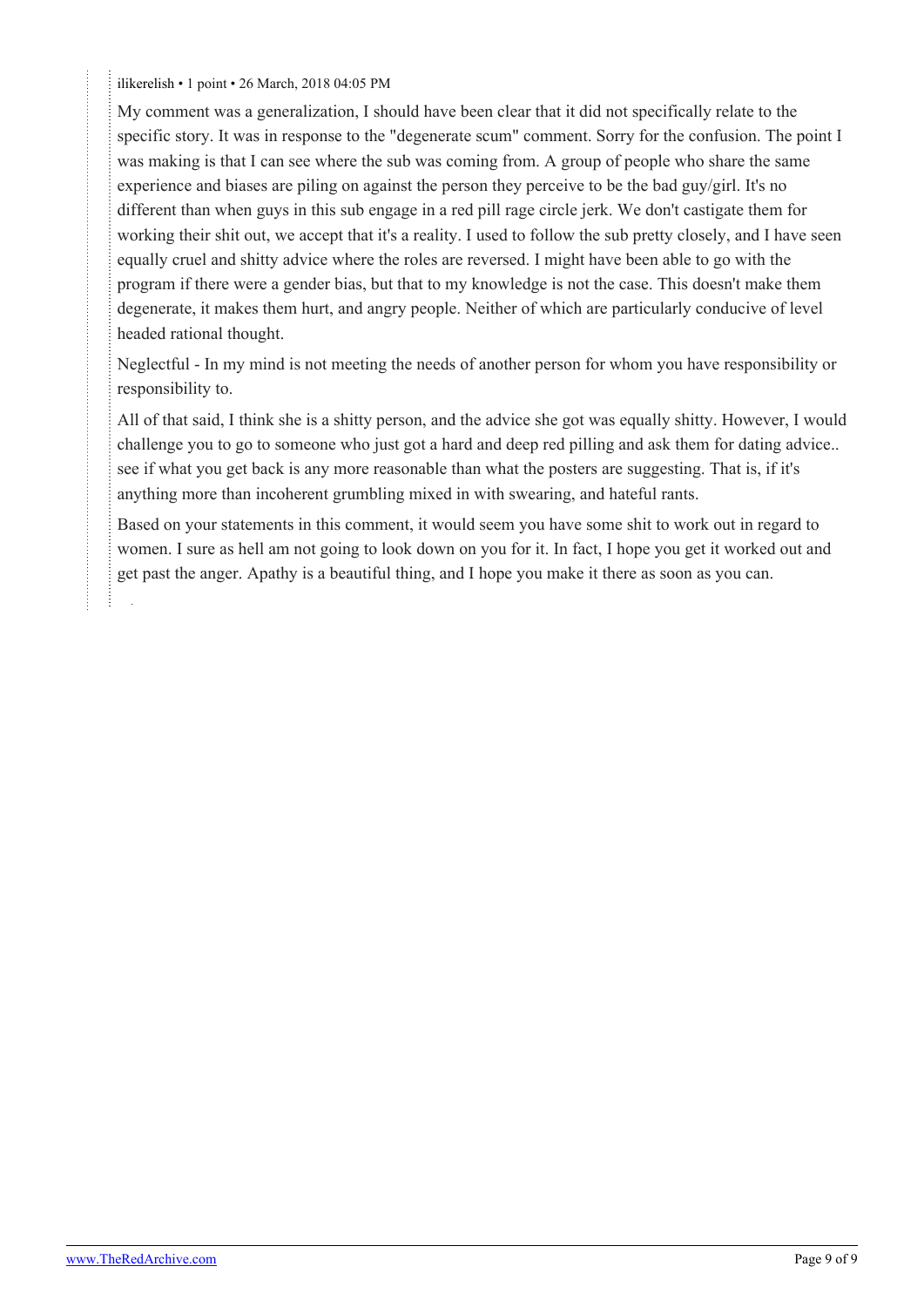ilikerelish • 1 point • 26 March, 2018 04:05 PM

My comment was a generalization, I should have been clear that it did not specifically relate to the specific story. It was in response to the "degenerate scum" comment. Sorry for the confusion. The point I was making is that I can see where the sub was coming from. A group of people who share the same experience and biases are piling on against the person they perceive to be the bad guy/girl. It's no different than when guys in this sub engage in a red pill rage circle jerk. We don't castigate them for working their shit out, we accept that it's a reality. I used to follow the sub pretty closely, and I have seen equally cruel and shitty advice where the roles are reversed. I might have been able to go with the program if there were a gender bias, but that to my knowledge is not the case. This doesn't make them degenerate, it makes them hurt, and angry people. Neither of which are particularly conducive of level headed rational thought.

Neglectful - In my mind is not meeting the needs of another person for whom you have responsibility or responsibility to.

All of that said, I think she is a shitty person, and the advice she got was equally shitty. However, I would challenge you to go to someone who just got a hard and deep red pilling and ask them for dating advice.. see if what you get back is any more reasonable than what the posters are suggesting. That is, if it's anything more than incoherent grumbling mixed in with swearing, and hateful rants.

Based on your statements in this comment, it would seem you have some shit to work out in regard to women. I sure as hell am not going to look down on you for it. In fact, I hope you get it worked out and get past the anger. Apathy is a beautiful thing, and I hope you make it there as soon as you can.